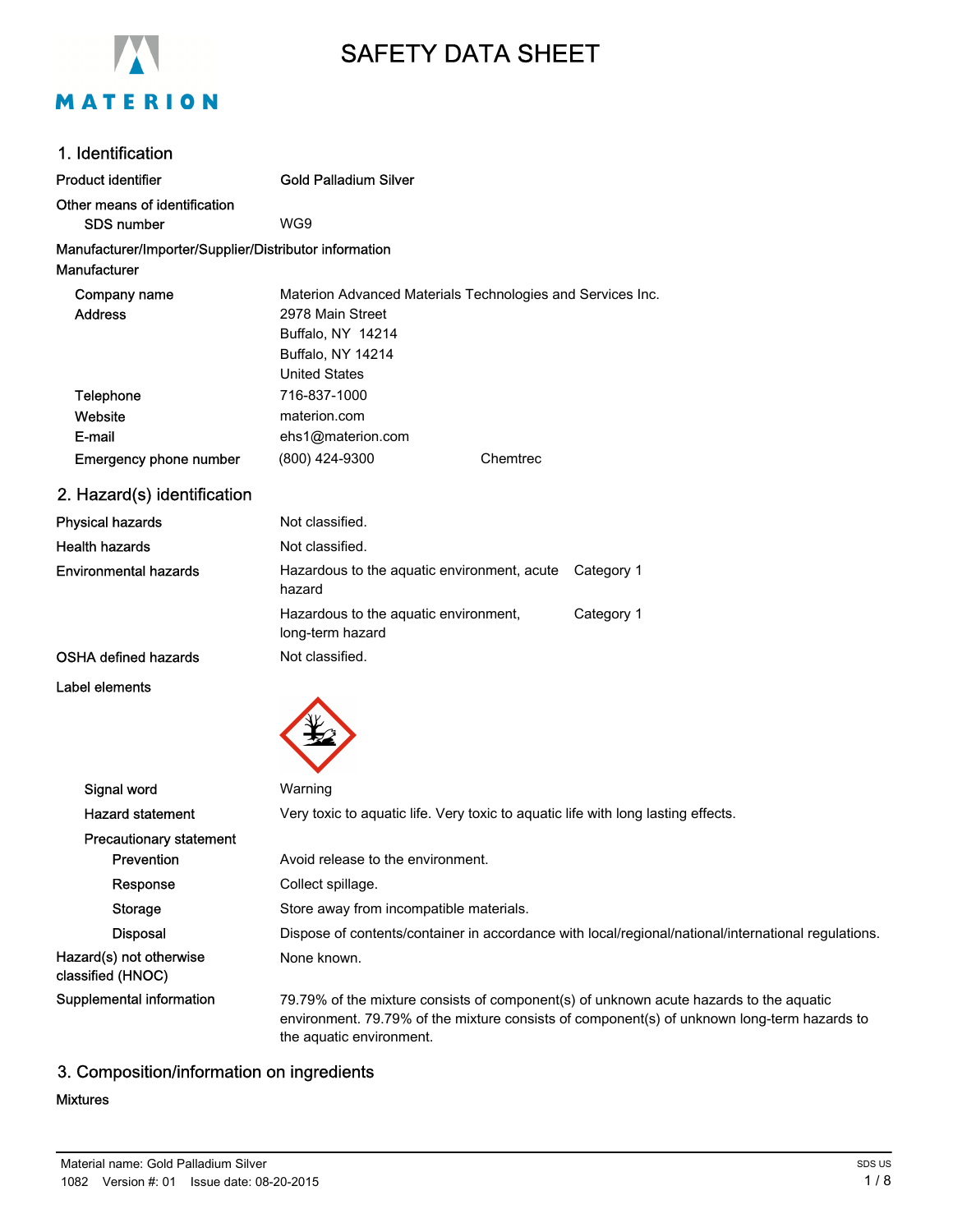# SAFETY DATA SHEET

## 1. Identification

**Product identifier** Gold Palladium Silver

**Other means of identification**

SDS number: WG9

**Manufacturer/Importer/Supplier/Distributor information**

**Manufacturer**

| | |
|---|---|
| Company name | Materion Advanced Materials Technologies and Services Inc. |
| Address | 2978 Main Street<br>Buffalo, NY 14214<br>Buffalo, NY 14214<br>United States |
| Telephone | 716-837-1000 |
| Website | materion.com |
| E-mail | ehs1@materion.com |
| Emergency phone number | (800) 424-9300 Chemtrec |

## 2. Hazard(s) identification

| | | |
|---|---|---|
| Physical hazards | Not classified. | |
| Health hazards | Not classified. | |
| Environmental hazards | Hazardous to the aquatic environment, acute hazard | Category 1 |
| | Hazardous to the aquatic environment, long-term hazard | Category 1 |
| OSHA defined hazards | Not classified. | |

**Label elements**

| | |
|---|---|
| Signal word | Warning |
| Hazard statement | Very toxic to aquatic life. Very toxic to aquatic life with long lasting effects. |
| **Precautionary statement** | |
| Prevention | Avoid release to the environment. |
| Response | Collect spillage. |
| Storage | Store away from incompatible materials. |
| Disposal | Dispose of contents/container in accordance with local/regional/national/international regulations. |

**Hazard(s) not otherwise classified (HNOC)** None known.

**Supplemental information** 79.79% of the mixture consists of component(s) of unknown acute hazards to the aquatic environment. 79.79% of the mixture consists of component(s) of unknown long-term hazards to the aquatic environment.

## 3. Composition/information on ingredients

**Mixtures**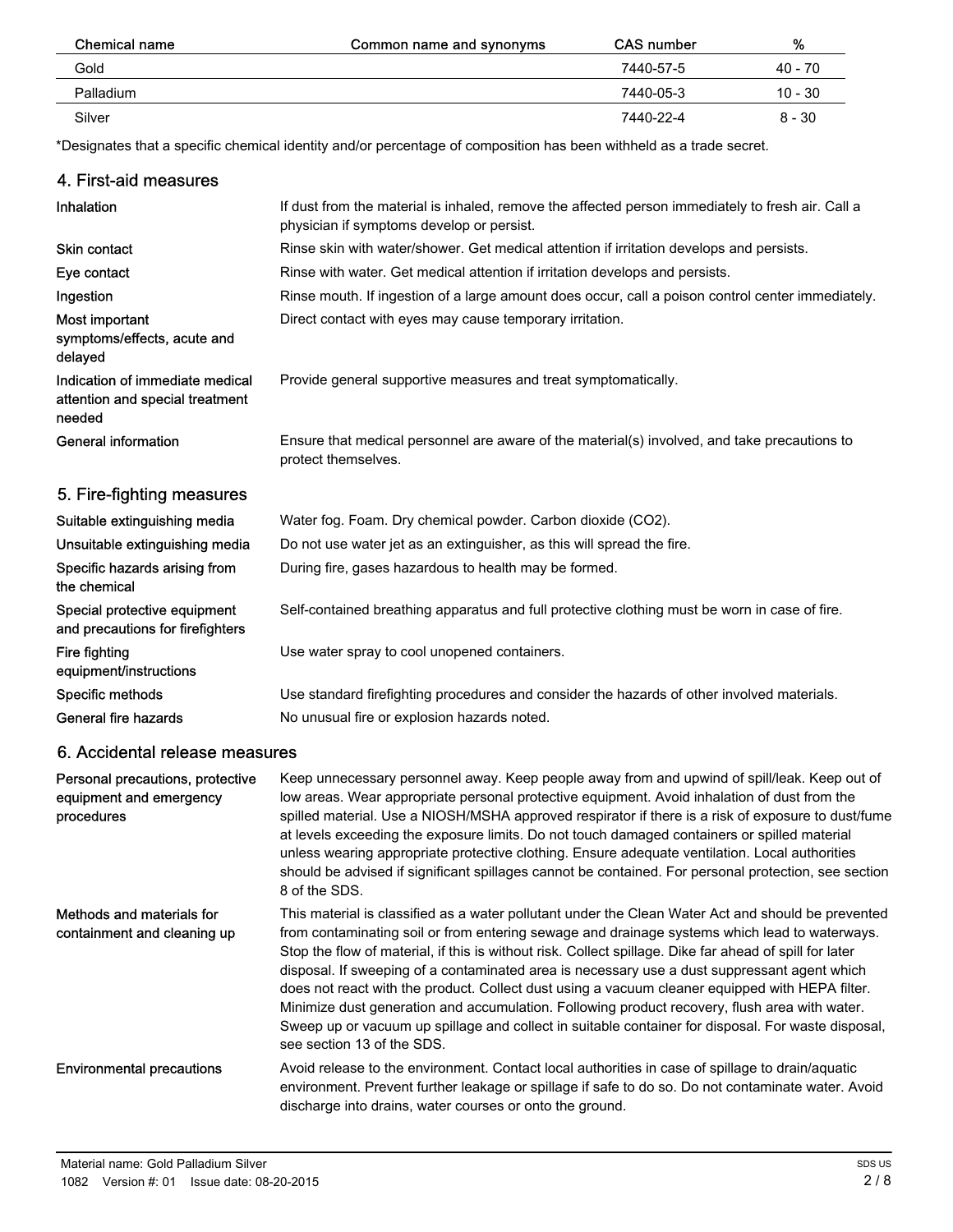| Chemical name | Common name and synonyms | CAS number | % |
|---|---|---|---|
| Gold | | 7440-57-5 | 40 - 70 |
| Palladium | | 7440-05-3 | 10 - 30 |
| Silver | | 7440-22-4 | 8 - 30 |

*Designates that a specific chemical identity and/or percentage of composition has been withheld as a trade secret.

## 4. First-aid measures

| | |
|---|---|
| Inhalation | If dust from the material is inhaled, remove the affected person immediately to fresh air. Call a physician if symptoms develop or persist. |
| Skin contact | Rinse skin with water/shower. Get medical attention if irritation develops and persists. |
| Eye contact | Rinse with water. Get medical attention if irritation develops and persists. |
| Ingestion | Rinse mouth. If ingestion of a large amount does occur, call a poison control center immediately. |
| Most important symptoms/effects, acute and delayed | Direct contact with eyes may cause temporary irritation. |
| Indication of immediate medical attention and special treatment needed | Provide general supportive measures and treat symptomatically. |
| General information | Ensure that medical personnel are aware of the material(s) involved, and take precautions to protect themselves. |

## 5. Fire-fighting measures

| | |
|---|---|
| Suitable extinguishing media | Water fog. Foam. Dry chemical powder. Carbon dioxide ($CO_2$). |
| Unsuitable extinguishing media | Do not use water jet as an extinguisher, as this will spread the fire. |
| Specific hazards arising from the chemical | During fire, gases hazardous to health may be formed. |
| Special protective equipment and precautions for firefighters | Self-contained breathing apparatus and full protective clothing must be worn in case of fire. |
| Fire fighting equipment/instructions | Use water spray to cool unopened containers. |
| Specific methods | Use standard firefighting procedures and consider the hazards of other involved materials. |
| General fire hazards | No unusual fire or explosion hazards noted. |

## 6. Accidental release measures

| | |
|---|---|
| Personal precautions, protective equipment and emergency procedures | Keep unnecessary personnel away. Keep people away from and upwind of spill/leak. Keep out of low areas. Wear appropriate personal protective equipment. Avoid inhalation of dust from the spilled material. Use a NIOSH/MSHA approved respirator if there is a risk of exposure to dust/fume at levels exceeding the exposure limits. Do not touch damaged containers or spilled material unless wearing appropriate protective clothing. Ensure adequate ventilation. Local authorities should be advised if significant spillages cannot be contained. For personal protection, see section 8 of the SDS. |
| Methods and materials for containment and cleaning up | This material is classified as a water pollutant under the Clean Water Act and should be prevented from contaminating soil or from entering sewage and drainage systems which lead to waterways. Stop the flow of material, if this is without risk. Collect spillage. Dike far ahead of spill for later disposal. If sweeping of a contaminated area is necessary use a dust suppressant agent which does not react with the product. Collect dust using a vacuum cleaner equipped with HEPA filter. Minimize dust generation and accumulation. Following product recovery, flush area with water. Sweep up or vacuum up spillage and collect in suitable container for disposal. For waste disposal, see section 13 of the SDS. |
| Environmental precautions | Avoid release to the environment. Contact local authorities in case of spillage to drain/aquatic environment. Prevent further leakage or spillage if safe to do so. Do not contaminate water. Avoid discharge into drains, water courses or onto the ground. |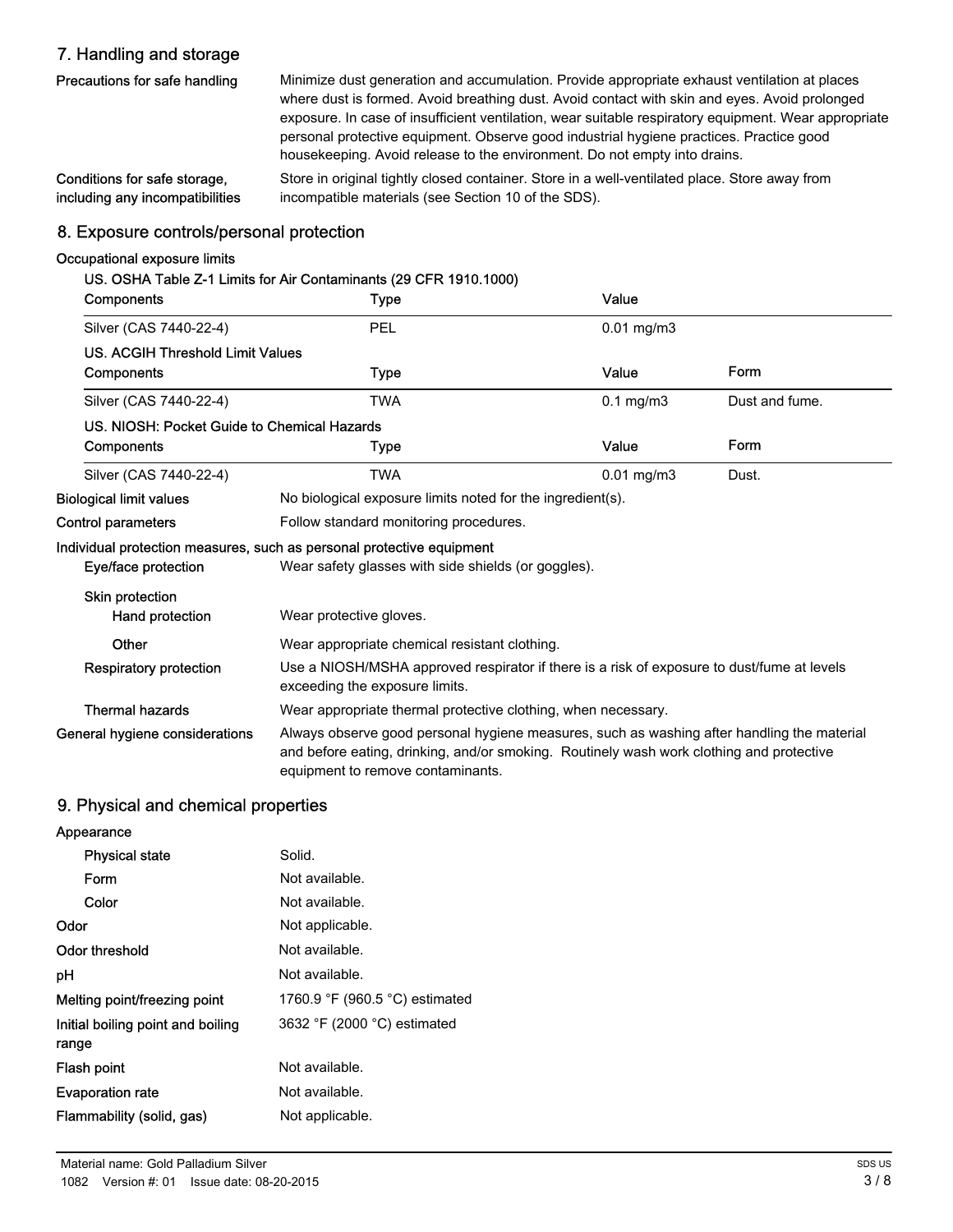## 7. Handling and storage

**Precautions for safe handling**

Minimize dust generation and accumulation. Provide appropriate exhaust ventilation at places where dust is formed. Avoid breathing dust. Avoid contact with skin and eyes. Avoid prolonged exposure. In case of insufficient ventilation, wear suitable respiratory equipment. Wear appropriate personal protective equipment. Observe good industrial hygiene practices. Practice good housekeeping. Avoid release to the environment. Do not empty into drains.

**Conditions for safe storage, including any incompatibilities**

Store in original tightly closed container. Store in a well-ventilated place. Store away from incompatible materials (see Section 10 of the SDS).

## 8. Exposure controls/personal protection

**Occupational exposure limits**

**US. OSHA Table Z-1 Limits for Air Contaminants (29 CFR 1910.1000)**

| Components | Type | Value |
|---|---|---|
| Silver (CAS 7440-22-4) | PEL | 0.01 mg/m3 |

**US. ACGIH Threshold Limit Values**

| Components | Type | Value | Form |
|---|---|---|---|
| Silver (CAS 7440-22-4) | TWA | 0.1 mg/m3 | Dust and fume. |

**US. NIOSH: Pocket Guide to Chemical Hazards**

| Components | Type | Value | Form |
|---|---|---|---|
| Silver (CAS 7440-22-4) | TWA | 0.01 mg/m3 | Dust. |

**Biological limit values**

No biological exposure limits noted for the ingredient(s).

**Control parameters**

Follow standard monitoring procedures.

**Individual protection measures, such as personal protective equipment**

**Eye/face protection**

Wear safety glasses with side shields (or goggles).

**Skin protection**

**Hand protection**

Wear protective gloves.

**Other**

Wear appropriate chemical resistant clothing.

**Respiratory protection**

Use a NIOSH/MSHA approved respirator if there is a risk of exposure to dust/fume at levels exceeding the exposure limits.

**Thermal hazards**

Wear appropriate thermal protective clothing, when necessary.

**General hygiene considerations**

Always observe good personal hygiene measures, such as washing after handling the material and before eating, drinking, and/or smoking. Routinely wash work clothing and protective equipment to remove contaminants.

## 9. Physical and chemical properties

**Appearance**

| | |
|---|---|
| Physical state | Solid. |
| Form | Not available. |
| Color | Not available. |
| Odor | Not applicable. |
| Odor threshold | Not available. |
| pH | Not available. |
| Melting point/freezing point | 1760.9 °F (960.5 °C) estimated |
| Initial boiling point and boiling range | 3632 °F (2000 °C) estimated |
| Flash point | Not available. |
| Evaporation rate | Not available. |
| Flammability (solid, gas) | Not applicable. |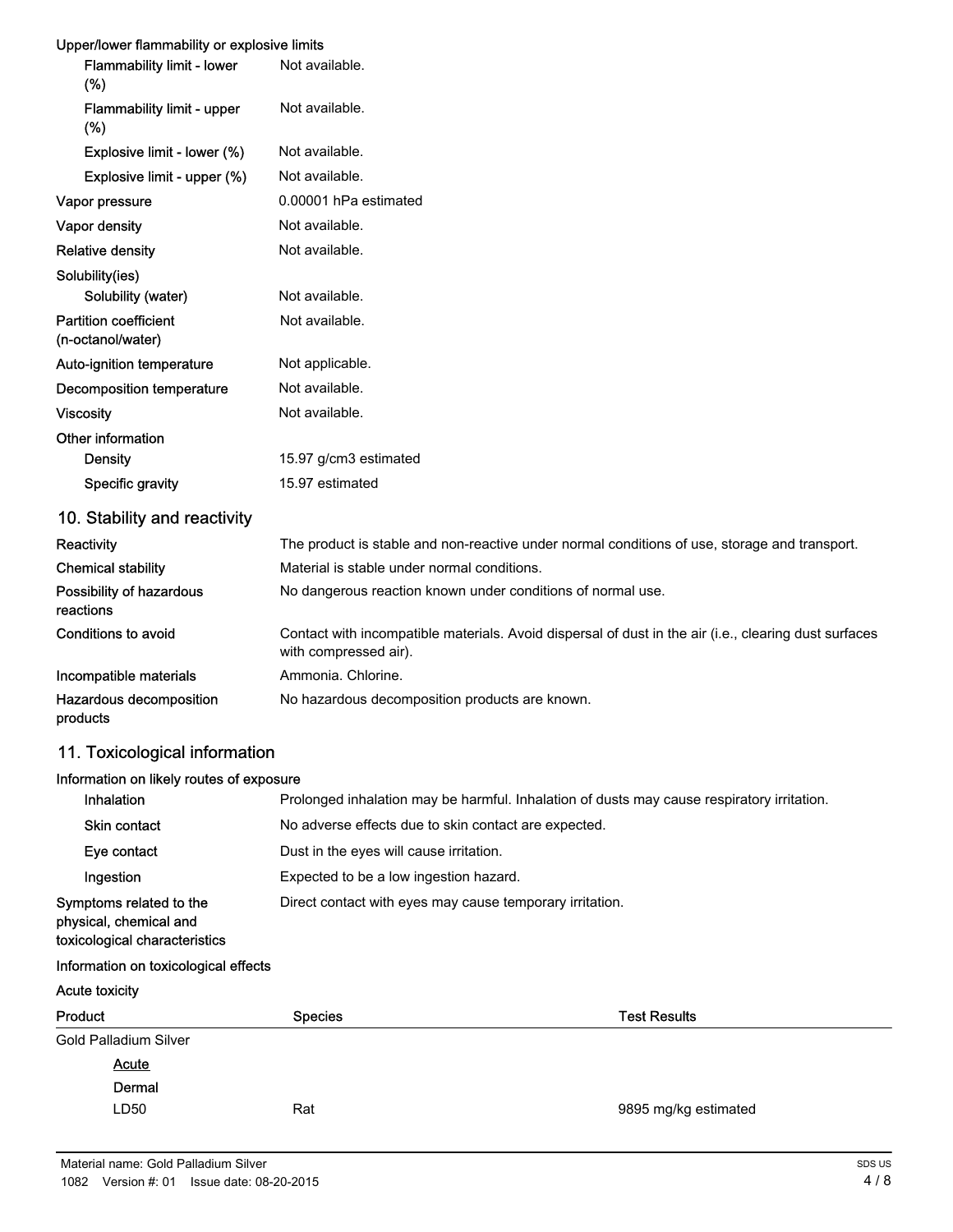| | |
|---|---|
| **Upper/lower flammability or explosive limits** | |
| Flammability limit - lower (%) | Not available. |
| Flammability limit - upper (%) | Not available. |
| Explosive limit - lower (%) | Not available. |
| Explosive limit - upper (%) | Not available. |
| **Vapor pressure** | 0.00001 hPa estimated |
| **Vapor density** | Not available. |
| **Relative density** | Not available. |
| **Solubility(ies)** | |
| Solubility (water) | Not available. |
| **Partition coefficient (n-octanol/water)** | Not available. |
| **Auto-ignition temperature** | Not applicable. |
| **Decomposition temperature** | Not available. |
| **Viscosity** | Not available. |
| **Other information** | |
| Density | 15.97 g/cm3 estimated |
| Specific gravity | 15.97 estimated |

## 10. Stability and reactivity

| | |
|---|---|
| **Reactivity** | The product is stable and non-reactive under normal conditions of use, storage and transport. |
| **Chemical stability** | Material is stable under normal conditions. |
| **Possibility of hazardous reactions** | No dangerous reaction known under conditions of normal use. |
| **Conditions to avoid** | Contact with incompatible materials. Avoid dispersal of dust in the air (i.e., clearing dust surfaces with compressed air). |
| **Incompatible materials** | Ammonia. Chlorine. |
| **Hazardous decomposition products** | No hazardous decomposition products are known. |

## 11. Toxicological information

**Information on likely routes of exposure**

| | |
|---|---|
| Inhalation | Prolonged inhalation may be harmful. Inhalation of dusts may cause respiratory irritation. |
| Skin contact | No adverse effects due to skin contact are expected. |
| Eye contact | Dust in the eyes will cause irritation. |
| Ingestion | Expected to be a low ingestion hazard. |
| **Symptoms related to the physical, chemical and toxicological characteristics** | Direct contact with eyes may cause temporary irritation. |

**Information on toxicological effects**

**Acute toxicity**

| Product | Species | Test Results |
|---|---|---|
| Gold Palladium Silver | | |
| <u>Acute</u> | | |
| Dermal | | |
| LD50 | Rat | 9895 mg/kg estimated |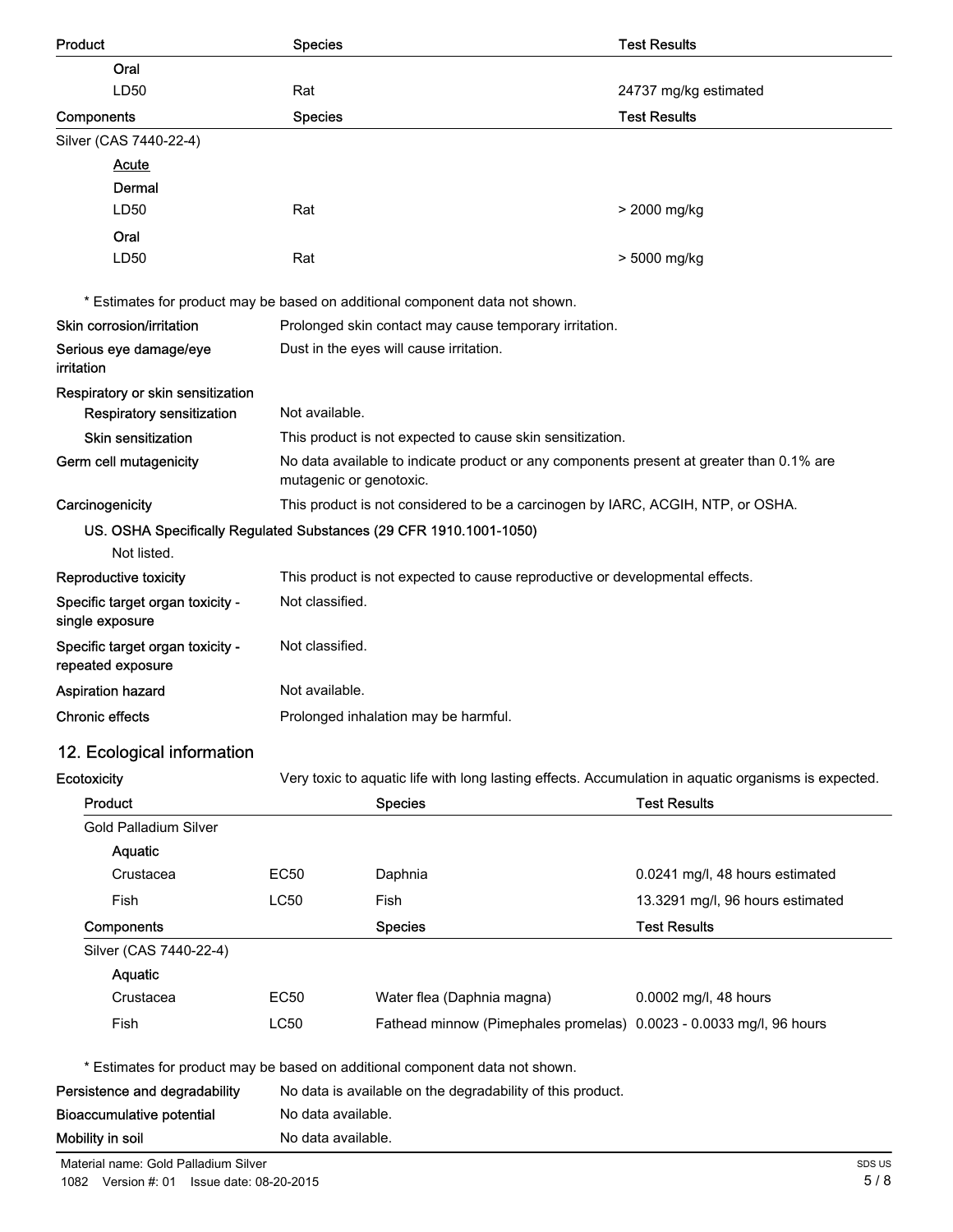| Product | Species | Test Results |
|---|---|---|
| Oral | | |
| LD50 | Rat | 24737 mg/kg estimated |

| Components | Species | Test Results |
|---|---|---|
| Silver (CAS 7440-22-4) | | |
| Acute | | |
| Dermal | | |
| LD50 | Rat | > 2000 mg/kg |
| Oral | | |
| LD50 | Rat | > 5000 mg/kg |

\* Estimates for product may be based on additional component data not shown.

**Skin corrosion/irritation** Prolonged skin contact may cause temporary irritation.

**Serious eye damage/eye irritation** Dust in the eyes will cause irritation.

**Respiratory or skin sensitization**

**Respiratory sensitization** Not available.

**Skin sensitization** This product is not expected to cause skin sensitization.

**Germ cell mutagenicity** No data available to indicate product or any components present at greater than 0.1% are mutagenic or genotoxic.

**Carcinogenicity** This product is not considered to be a carcinogen by IARC, ACGIH, NTP, or OSHA.

**US. OSHA Specifically Regulated Substances (29 CFR 1910.1001-1050)**

Not listed.

**Reproductive toxicity** This product is not expected to cause reproductive or developmental effects.

**Specific target organ toxicity - single exposure** Not classified.

**Specific target organ toxicity - repeated exposure** Not classified.

**Aspiration hazard** Not available.

**Chronic effects** Prolonged inhalation may be harmful.

## 12. Ecological information

**Ecotoxicity** Very toxic to aquatic life with long lasting effects. Accumulation in aquatic organisms is expected.

| Product | | Species | Test Results |
|---|---|---|---|
| Gold Palladium Silver | | | |
| Aquatic | | | |
| Crustacea | EC50 | Daphnia | 0.0241 mg/l, 48 hours estimated |
| Fish | LC50 | Fish | 13.3291 mg/l, 96 hours estimated |

| Components | | Species | Test Results |
|---|---|---|---|
| Silver (CAS 7440-22-4) | | | |
| Aquatic | | | |
| Crustacea | EC50 | Water flea (Daphnia magna) | 0.0002 mg/l, 48 hours |
| Fish | LC50 | Fathead minnow (Pimephales promelas) | 0.0023 - 0.0033 mg/l, 96 hours |

\* Estimates for product may be based on additional component data not shown.

**Persistence and degradability** No data is available on the degradability of this product.

**Bioaccumulative potential** No data available.

**Mobility in soil** No data available.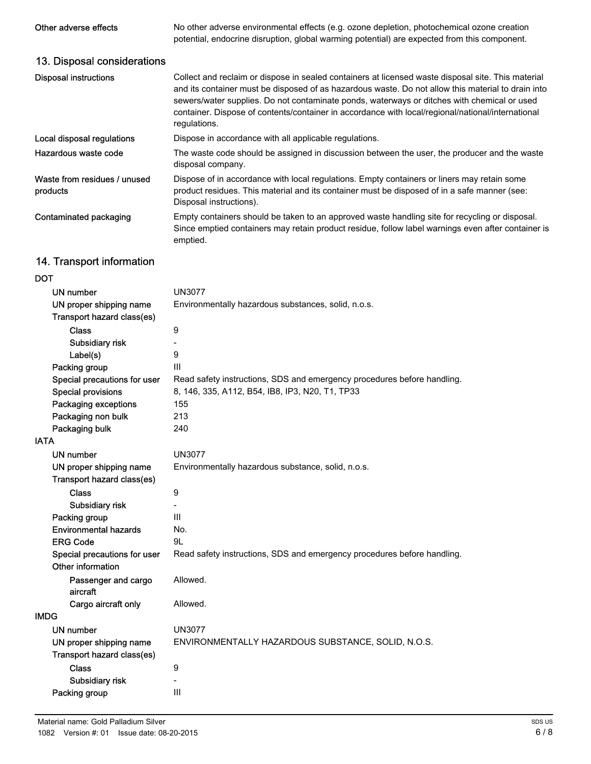| | |
|---|---|
| Other adverse effects | No other adverse environmental effects (e.g. ozone depletion, photochemical ozone creation potential, endocrine disruption, global warming potential) are expected from this component. |

## 13. Disposal considerations

| | |
|---|---|
| Disposal instructions | Collect and reclaim or dispose in sealed containers at licensed waste disposal site. This material and its container must be disposed of as hazardous waste. Do not allow this material to drain into sewers/water supplies. Do not contaminate ponds, waterways or ditches with chemical or used container. Dispose of contents/container in accordance with local/regional/national/international regulations. |
| Local disposal regulations | Dispose in accordance with all applicable regulations. |
| Hazardous waste code | The waste code should be assigned in discussion between the user, the producer and the waste disposal company. |
| Waste from residues / unused products | Dispose of in accordance with local regulations. Empty containers or liners may retain some product residues. This material and its container must be disposed of in a safe manner (see: Disposal instructions). |
| Contaminated packaging | Empty containers should be taken to an approved waste handling site for recycling or disposal. Since emptied containers may retain product residue, follow label warnings even after container is emptied. |

## 14. Transport information

**DOT**

| | |
|---|---|
| UN number | UN3077 |
| UN proper shipping name | Environmentally hazardous substances, solid, n.o.s. |
| Transport hazard class(es) | |
| Class | 9 |
| Subsidiary risk | - |
| Label(s) | 9 |
| Packing group | III |
| Special precautions for user | Read safety instructions, SDS and emergency procedures before handling. |
| Special provisions | 8, 146, 335, A112, B54, IB8, IP3, N20, T1, TP33 |
| Packaging exceptions | 155 |
| Packaging non bulk | 213 |
| Packaging bulk | 240 |

**IATA**

| | |
|---|---|
| UN number | UN3077 |
| UN proper shipping name | Environmentally hazardous substance, solid, n.o.s. |
| Transport hazard class(es) | |
| Class | 9 |
| Subsidiary risk | - |
| Packing group | III |
| Environmental hazards | No. |
| ERG Code | 9L |
| Special precautions for user | Read safety instructions, SDS and emergency procedures before handling. |
| Other information | |
| Passenger and cargo aircraft | Allowed. |
| Cargo aircraft only | Allowed. |

**IMDG**

| | |
|---|---|
| UN number | UN3077 |
| UN proper shipping name | ENVIRONMENTALLY HAZARDOUS SUBSTANCE, SOLID, N.O.S. |
| Transport hazard class(es) | |
| Class | 9 |
| Subsidiary risk | - |
| Packing group | III |

Material name: Gold Palladium Silver

1082 Version #: 01 Issue date: 08-20-2015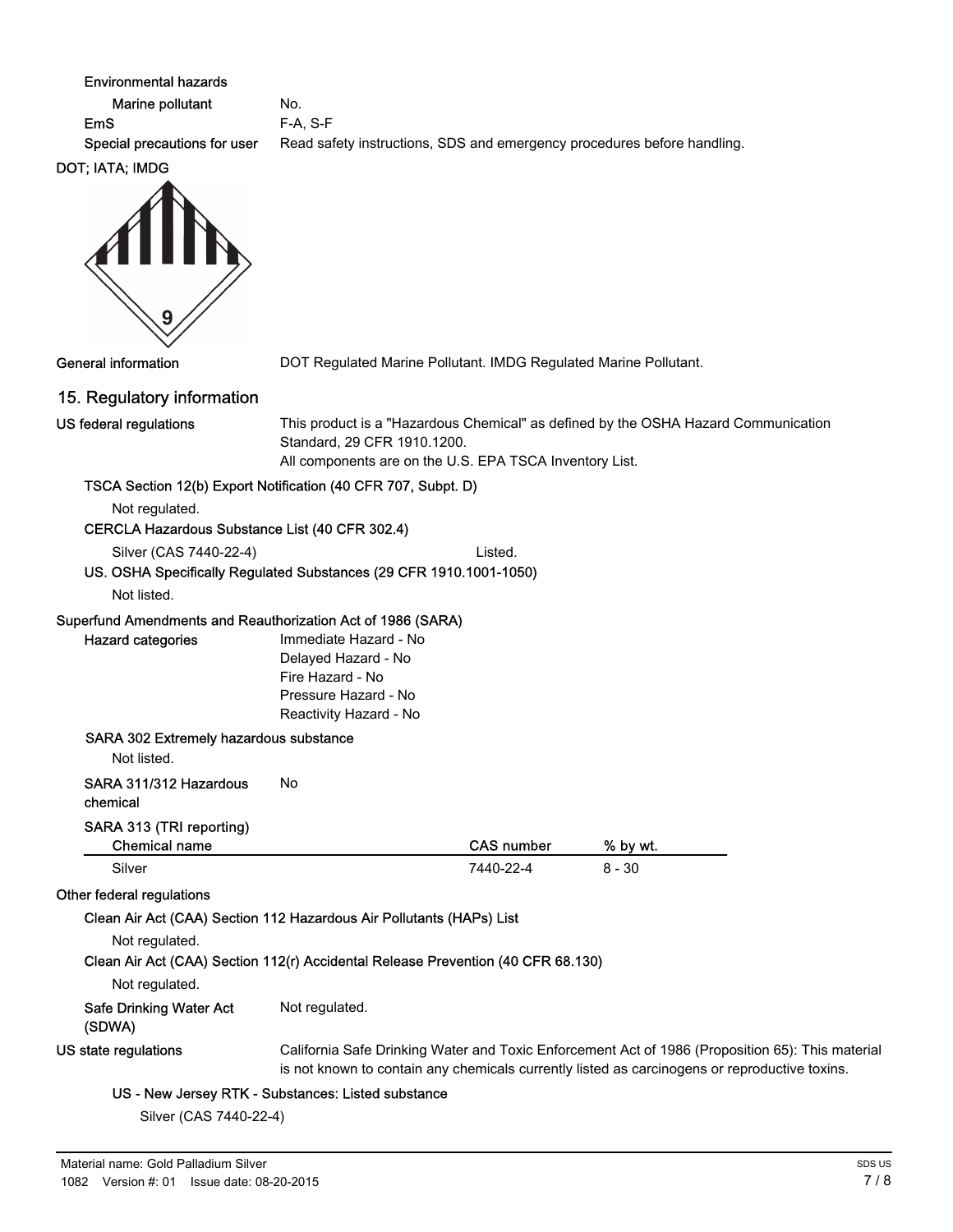**Environmental hazards**

**Marine pollutant** No.

**EmS** F-A, S-F

**Special precautions for user** Read safety instructions, SDS and emergency procedures before handling.

**DOT; IATA; IMDG**

**General information** DOT Regulated Marine Pollutant. IMDG Regulated Marine Pollutant.

## 15. Regulatory information

**US federal regulations** This product is a "Hazardous Chemical" as defined by the OSHA Hazard Communication Standard, 29 CFR 1910.1200.
All components are on the U.S. EPA TSCA Inventory List.

**TSCA Section 12(b) Export Notification (40 CFR 707, Subpt. D)**

Not regulated.

**CERCLA Hazardous Substance List (40 CFR 302.4)**

Silver (CAS 7440-22-4) Listed.

**US. OSHA Specifically Regulated Substances (29 CFR 1910.1001-1050)**

Not listed.

**Superfund Amendments and Reauthorization Act of 1986 (SARA)**

**Hazard categories**
Immediate Hazard - No
Delayed Hazard - No
Fire Hazard - No
Pressure Hazard - No
Reactivity Hazard - No

**SARA 302 Extremely hazardous substance**

Not listed.

**SARA 311/312 Hazardous chemical** No

**SARA 313 (TRI reporting)**

| Chemical name | CAS number | % by wt. |
|---|---|---|
| Silver | 7440-22-4 | 8 - 30 |

**Other federal regulations**

**Clean Air Act (CAA) Section 112 Hazardous Air Pollutants (HAPs) List**

Not regulated.

**Clean Air Act (CAA) Section 112(r) Accidental Release Prevention (40 CFR 68.130)**

Not regulated.

**Safe Drinking Water Act (SDWA)** Not regulated.

**US state regulations** California Safe Drinking Water and Toxic Enforcement Act of 1986 (Proposition 65): This material is not known to contain any chemicals currently listed as carcinogens or reproductive toxins.

**US - New Jersey RTK - Substances: Listed substance**

Silver (CAS 7440-22-4)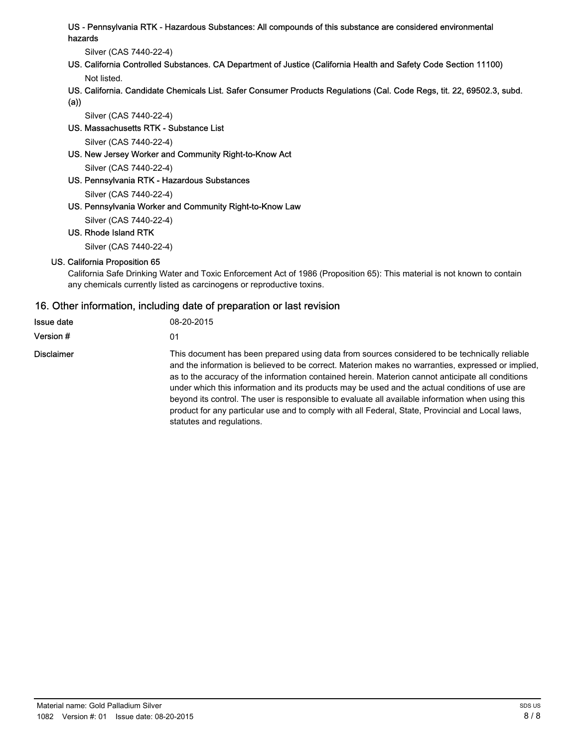**US - Pennsylvania RTK - Hazardous Substances: All compounds of this substance are considered environmental hazards**

Silver (CAS 7440-22-4)

**US. California Controlled Substances. CA Department of Justice (California Health and Safety Code Section 11100)**

Not listed.

**US. California. Candidate Chemicals List. Safer Consumer Products Regulations (Cal. Code Regs, tit. 22, 69502.3, subd. (a))**

Silver (CAS 7440-22-4)

**US. Massachusetts RTK - Substance List**

Silver (CAS 7440-22-4)

**US. New Jersey Worker and Community Right-to-Know Act**

Silver (CAS 7440-22-4)

**US. Pennsylvania RTK - Hazardous Substances**

Silver (CAS 7440-22-4)

**US. Pennsylvania Worker and Community Right-to-Know Law**

Silver (CAS 7440-22-4)

**US. Rhode Island RTK**

Silver (CAS 7440-22-4)

**US. California Proposition 65**

California Safe Drinking Water and Toxic Enforcement Act of 1986 (Proposition 65): This material is not known to contain any chemicals currently listed as carcinogens or reproductive toxins.

## 16. Other information, including date of preparation or last revision

**Issue date** 08-20-2015

**Version #** 01

**Disclaimer** This document has been prepared using data from sources considered to be technically reliable and the information is believed to be correct. Materion makes no warranties, expressed or implied, as to the accuracy of the information contained herein. Materion cannot anticipate all conditions under which this information and its products may be used and the actual conditions of use are beyond its control. The user is responsible to evaluate all available information when using this product for any particular use and to comply with all Federal, State, Provincial and Local laws, statutes and regulations.